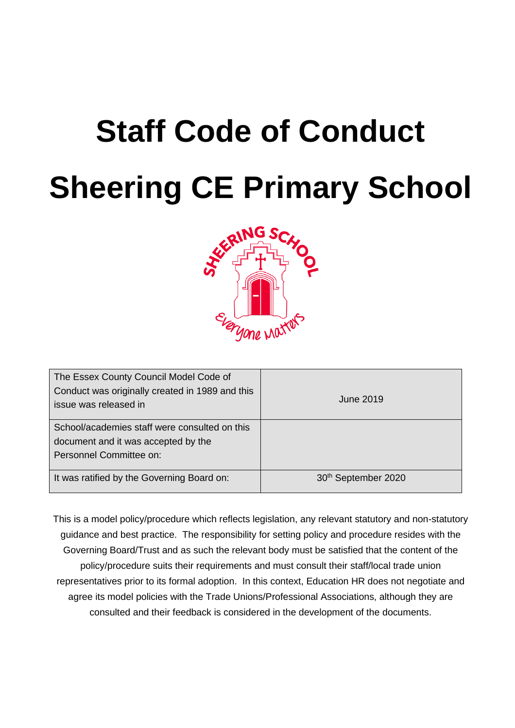# Staff Code of Conduct

# Sheering CE Primary School

| The Essex County Council Model Code of Conduct was originally created in 1989 and this issue was released in | June 2019 |
|---|---|
| School/academies staff were consulted on this document and it was accepted by the Personnel Committee on: | |
| It was ratified by the Governing Board on: | 30th September 2020 |

This is a model policy/procedure which reflects legislation, any relevant statutory and non-statutory guidance and best practice. The responsibility for setting policy and procedure resides with the Governing Board/Trust and as such the relevant body must be satisfied that the content of the policy/procedure suits their requirements and must consult their staff/local trade union representatives prior to its formal adoption. In this context, Education HR does not negotiate and agree its model policies with the Trade Unions/Professional Associations, although they are consulted and their feedback is considered in the development of the documents.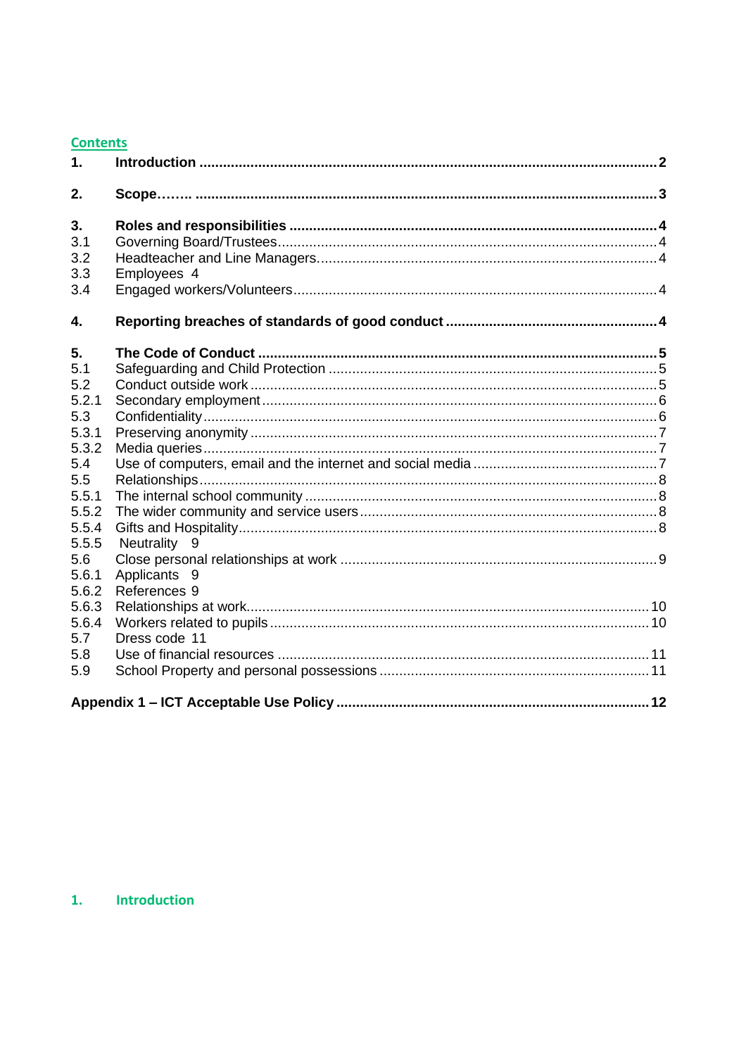## Contents

| | | |
|---|---|---|
| **1.** | **Introduction** | **2** |
| **2.** | **Scope……..** | **3** |
| **3.** | **Roles and responsibilities** | **4** |
| 3.1 | Governing Board/Trustees | 4 |
| 3.2 | Headteacher and Line Managers. | 4 |
| 3.3 | Employees | 4 |
| 3.4 | Engaged workers/Volunteers | 4 |
| **4.** | **Reporting breaches of standards of good conduct** | **4** |
| **5.** | **The Code of Conduct** | **5** |
| 5.1 | Safeguarding and Child Protection | 5 |
| 5.2 | Conduct outside work | 5 |
| 5.2.1 | Secondary employment | 6 |
| 5.3 | Confidentiality | 6 |
| 5.3.1 | Preserving anonymity | 7 |
| 5.3.2 | Media queries | 7 |
| 5.4 | Use of computers, email and the internet and social media | 7 |
| 5.5 | Relationships | 8 |
| 5.5.1 | The internal school community | 8 |
| 5.5.2 | The wider community and service users | 8 |
| 5.5.4 | Gifts and Hospitality | 8 |
| 5.5.5 | Neutrality | 9 |
| 5.6 | Close personal relationships at work | 9 |
| 5.6.1 | Applicants | 9 |
| 5.6.2 | References | 9 |
| 5.6.3 | Relationships at work | 10 |
| 5.6.4 | Workers related to pupils | 10 |
| 5.7 | Dress code | 11 |
| 5.8 | Use of financial resources | 11 |
| 5.9 | School Property and personal possessions | 11 |
| **Appendix 1 – ICT Acceptable Use Policy** | | **12** |

## 1. Introduction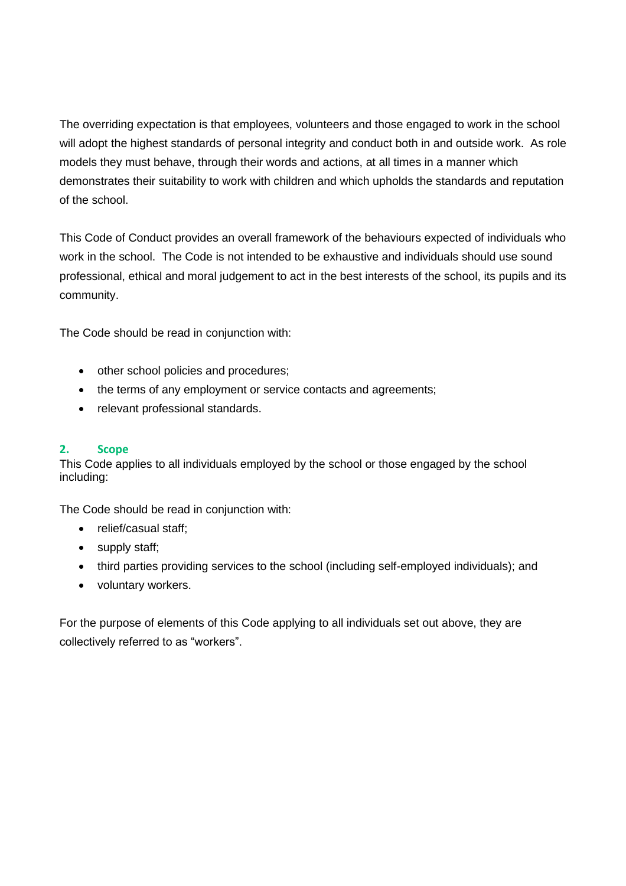The overriding expectation is that employees, volunteers and those engaged to work in the school will adopt the highest standards of personal integrity and conduct both in and outside work. As role models they must behave, through their words and actions, at all times in a manner which demonstrates their suitability to work with children and which upholds the standards and reputation of the school.

This Code of Conduct provides an overall framework of the behaviours expected of individuals who work in the school. The Code is not intended to be exhaustive and individuals should use sound professional, ethical and moral judgement to act in the best interests of the school, its pupils and its community.

The Code should be read in conjunction with:

- other school policies and procedures;
- the terms of any employment or service contacts and agreements;
- relevant professional standards.

## 2. Scope

This Code applies to all individuals employed by the school or those engaged by the school including:

The Code should be read in conjunction with:

- relief/casual staff;
- supply staff;
- third parties providing services to the school (including self-employed individuals); and
- voluntary workers.

For the purpose of elements of this Code applying to all individuals set out above, they are collectively referred to as "workers".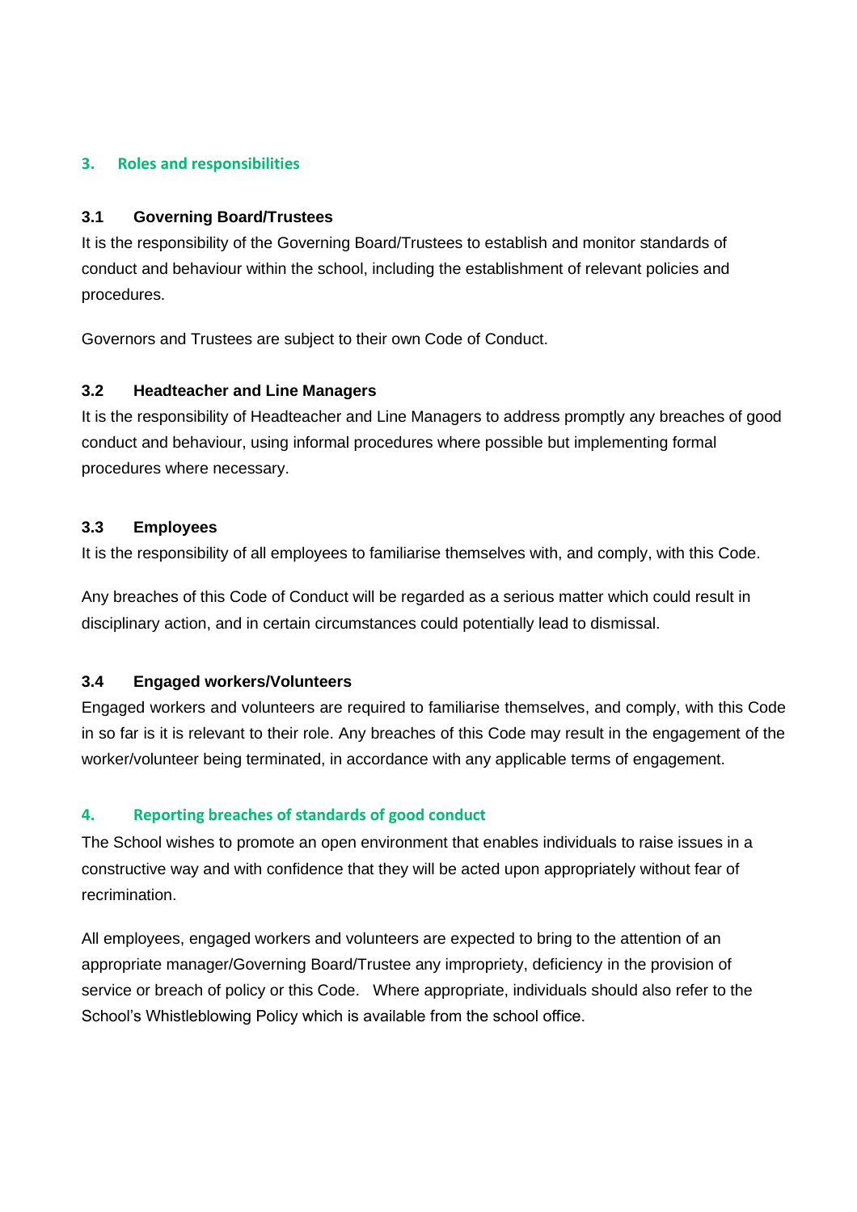## 3. Roles and responsibilities

### 3.1 Governing Board/Trustees

It is the responsibility of the Governing Board/Trustees to establish and monitor standards of conduct and behaviour within the school, including the establishment of relevant policies and procedures.

Governors and Trustees are subject to their own Code of Conduct.

### 3.2 Headteacher and Line Managers

It is the responsibility of Headteacher and Line Managers to address promptly any breaches of good conduct and behaviour, using informal procedures where possible but implementing formal procedures where necessary.

### 3.3 Employees

It is the responsibility of all employees to familiarise themselves with, and comply, with this Code.

Any breaches of this Code of Conduct will be regarded as a serious matter which could result in disciplinary action, and in certain circumstances could potentially lead to dismissal.

### 3.4 Engaged workers/Volunteers

Engaged workers and volunteers are required to familiarise themselves, and comply, with this Code in so far is it is relevant to their role. Any breaches of this Code may result in the engagement of the worker/volunteer being terminated, in accordance with any applicable terms of engagement.

## 4. Reporting breaches of standards of good conduct

The School wishes to promote an open environment that enables individuals to raise issues in a constructive way and with confidence that they will be acted upon appropriately without fear of recrimination.

All employees, engaged workers and volunteers are expected to bring to the attention of an appropriate manager/Governing Board/Trustee any impropriety, deficiency in the provision of service or breach of policy or this Code. Where appropriate, individuals should also refer to the School's Whistleblowing Policy which is available from the school office.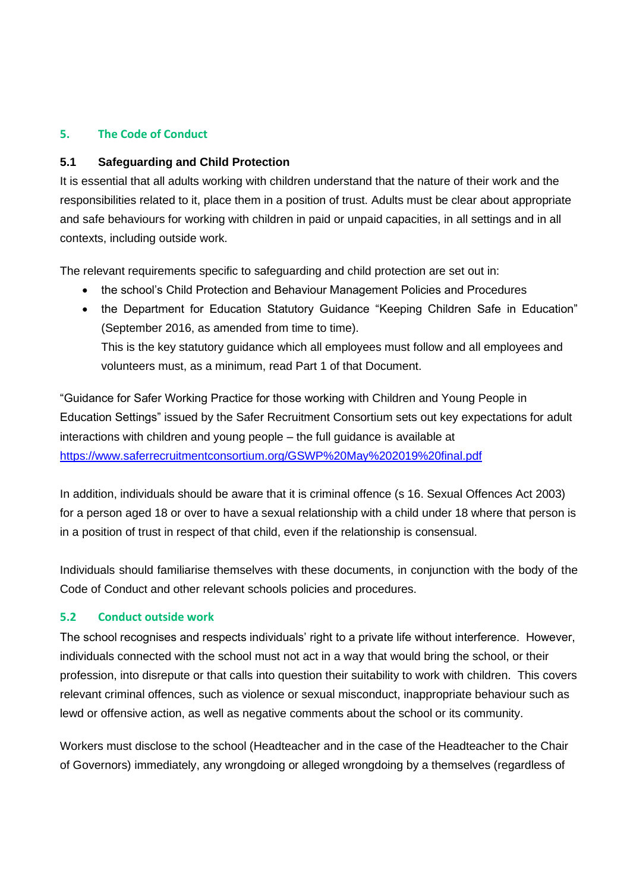## 5. The Code of Conduct

### 5.1 Safeguarding and Child Protection

It is essential that all adults working with children understand that the nature of their work and the responsibilities related to it, place them in a position of trust. Adults must be clear about appropriate and safe behaviours for working with children in paid or unpaid capacities, in all settings and in all contexts, including outside work.

The relevant requirements specific to safeguarding and child protection are set out in:

- the school's Child Protection and Behaviour Management Policies and Procedures
- the Department for Education Statutory Guidance "Keeping Children Safe in Education" (September 2016, as amended from time to time).
  This is the key statutory guidance which all employees must follow and all employees and volunteers must, as a minimum, read Part 1 of that Document.

"Guidance for Safer Working Practice for those working with Children and Young People in Education Settings" issued by the Safer Recruitment Consortium sets out key expectations for adult interactions with children and young people – the full guidance is available at [https://www.saferrecruitmentconsortium.org/GSWP%20May%202019%20final.pdf](https://www.saferrecruitmentconsortium.org/GSWP%20May%202019%20final.pdf)

In addition, individuals should be aware that it is criminal offence (s 16. Sexual Offences Act 2003) for a person aged 18 or over to have a sexual relationship with a child under 18 where that person is in a position of trust in respect of that child, even if the relationship is consensual.

Individuals should familiarise themselves with these documents, in conjunction with the body of the Code of Conduct and other relevant schools policies and procedures.

### 5.2 Conduct outside work

The school recognises and respects individuals' right to a private life without interference. However, individuals connected with the school must not act in a way that would bring the school, or their profession, into disrepute or that calls into question their suitability to work with children. This covers relevant criminal offences, such as violence or sexual misconduct, inappropriate behaviour such as lewd or offensive action, as well as negative comments about the school or its community.

Workers must disclose to the school (Headteacher and in the case of the Headteacher to the Chair of Governors) immediately, any wrongdoing or alleged wrongdoing by a themselves (regardless of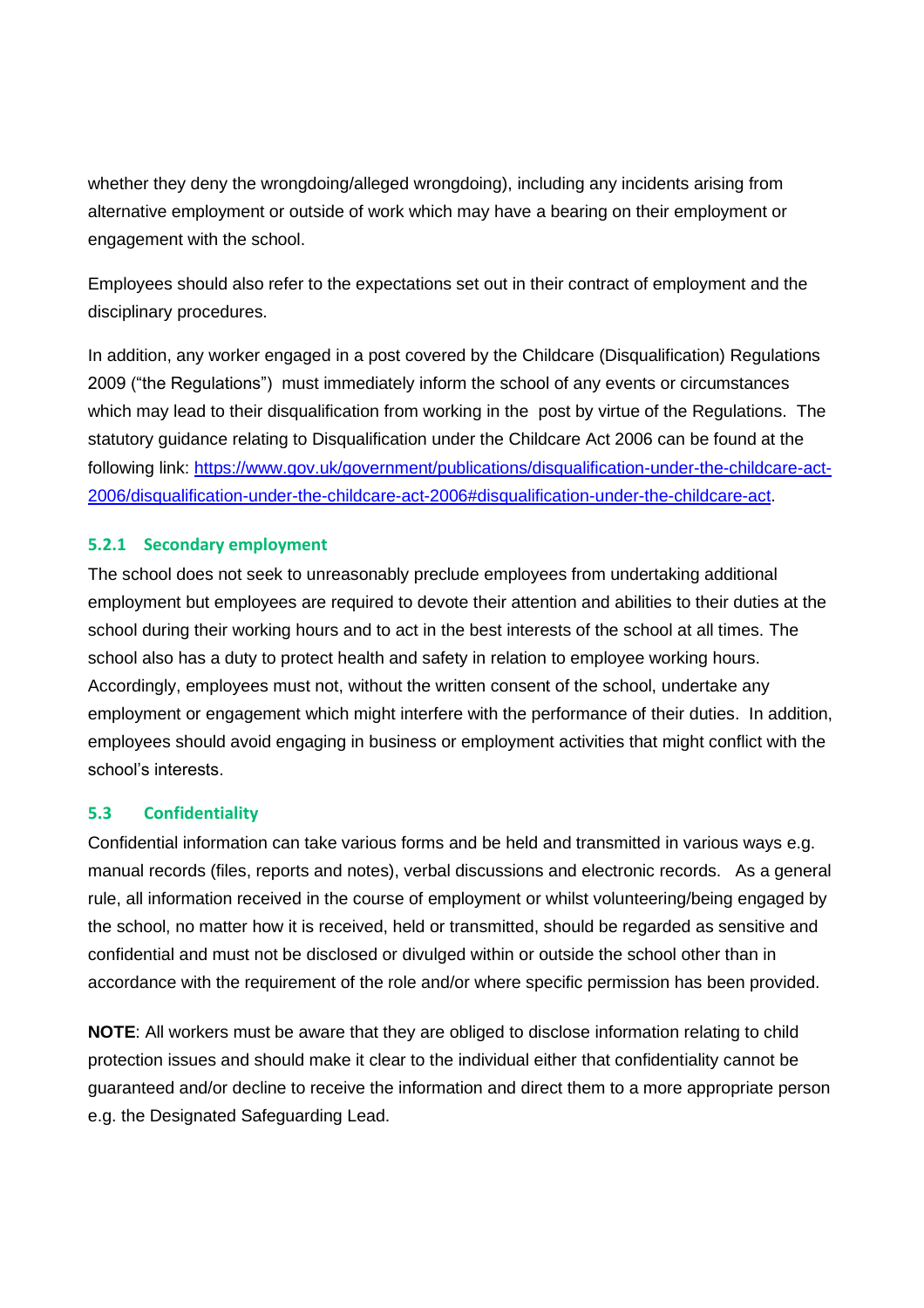whether they deny the wrongdoing/alleged wrongdoing), including any incidents arising from alternative employment or outside of work which may have a bearing on their employment or engagement with the school.

Employees should also refer to the expectations set out in their contract of employment and the disciplinary procedures.

In addition, any worker engaged in a post covered by the Childcare (Disqualification) Regulations 2009 ("the Regulations") must immediately inform the school of any events or circumstances which may lead to their disqualification from working in the post by virtue of the Regulations. The statutory guidance relating to Disqualification under the Childcare Act 2006 can be found at the following link: [https://www.gov.uk/government/publications/disqualification-under-the-childcare-act-2006/disqualification-under-the-childcare-act-2006#disqualification-under-the-childcare-act](https://www.gov.uk/government/publications/disqualification-under-the-childcare-act-2006/disqualification-under-the-childcare-act-2006#disqualification-under-the-childcare-act).

#### 5.2.1 Secondary employment

The school does not seek to unreasonably preclude employees from undertaking additional employment but employees are required to devote their attention and abilities to their duties at the school during their working hours and to act in the best interests of the school at all times. The school also has a duty to protect health and safety in relation to employee working hours. Accordingly, employees must not, without the written consent of the school, undertake any employment or engagement which might interfere with the performance of their duties. In addition, employees should avoid engaging in business or employment activities that might conflict with the school's interests.

### 5.3 Confidentiality

Confidential information can take various forms and be held and transmitted in various ways e.g. manual records (files, reports and notes), verbal discussions and electronic records. As a general rule, all information received in the course of employment or whilst volunteering/being engaged by the school, no matter how it is received, held or transmitted, should be regarded as sensitive and confidential and must not be disclosed or divulged within or outside the school other than in accordance with the requirement of the role and/or where specific permission has been provided.

**NOTE**: All workers must be aware that they are obliged to disclose information relating to child protection issues and should make it clear to the individual either that confidentiality cannot be guaranteed and/or decline to receive the information and direct them to a more appropriate person e.g. the Designated Safeguarding Lead.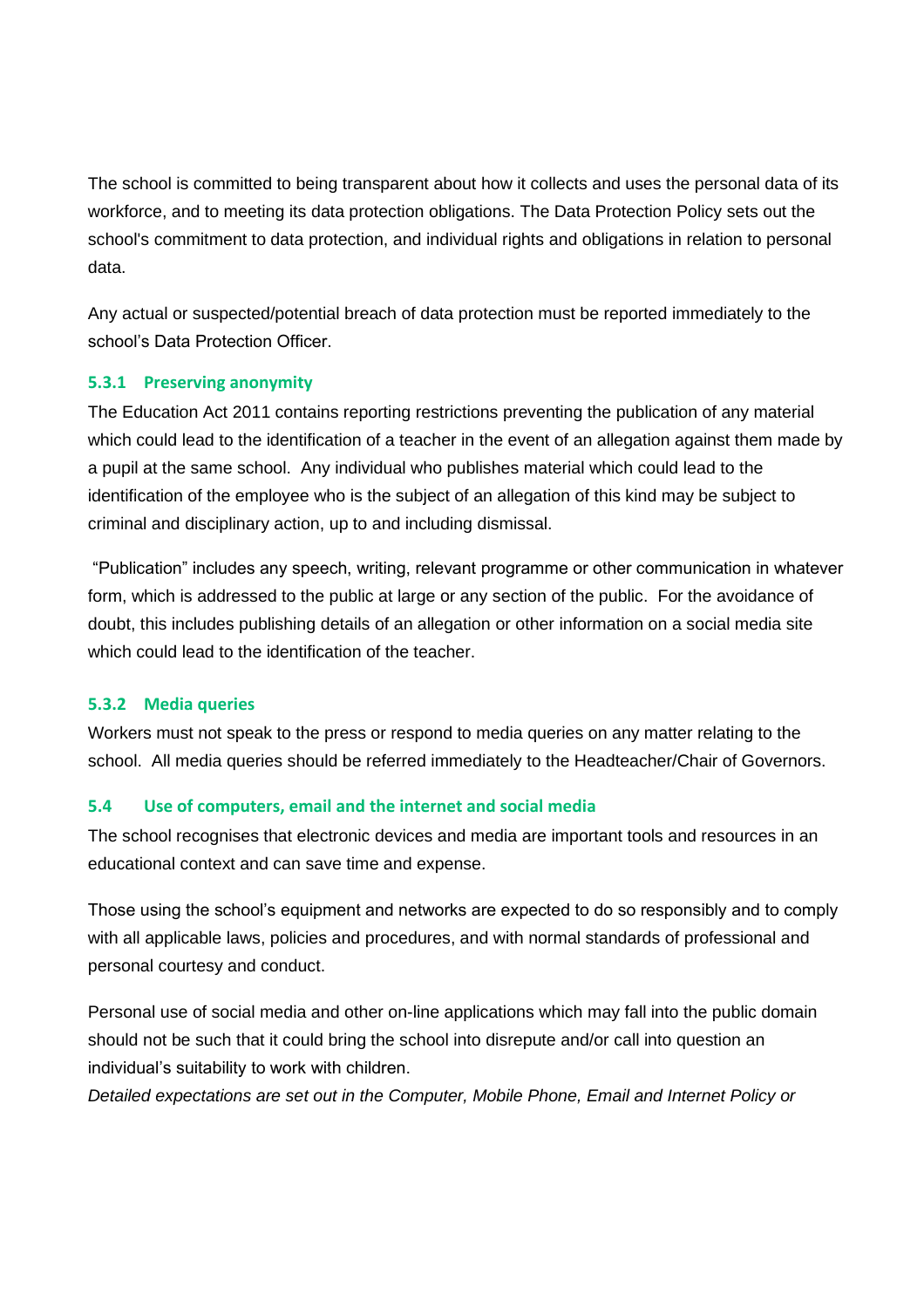The school is committed to being transparent about how it collects and uses the personal data of its workforce, and to meeting its data protection obligations. The Data Protection Policy sets out the school's commitment to data protection, and individual rights and obligations in relation to personal data.

Any actual or suspected/potential breach of data protection must be reported immediately to the school's Data Protection Officer.

#### 5.3.1 Preserving anonymity

The Education Act 2011 contains reporting restrictions preventing the publication of any material which could lead to the identification of a teacher in the event of an allegation against them made by a pupil at the same school. Any individual who publishes material which could lead to the identification of the employee who is the subject of an allegation of this kind may be subject to criminal and disciplinary action, up to and including dismissal.

"Publication" includes any speech, writing, relevant programme or other communication in whatever form, which is addressed to the public at large or any section of the public. For the avoidance of doubt, this includes publishing details of an allegation or other information on a social media site which could lead to the identification of the teacher.

#### 5.3.2 Media queries

Workers must not speak to the press or respond to media queries on any matter relating to the school. All media queries should be referred immediately to the Headteacher/Chair of Governors.

### 5.4 Use of computers, email and the internet and social media

The school recognises that electronic devices and media are important tools and resources in an educational context and can save time and expense.

Those using the school's equipment and networks are expected to do so responsibly and to comply with all applicable laws, policies and procedures, and with normal standards of professional and personal courtesy and conduct.

Personal use of social media and other on-line applications which may fall into the public domain should not be such that it could bring the school into disrepute and/or call into question an individual's suitability to work with children.

*Detailed expectations are set out in the Computer, Mobile Phone, Email and Internet Policy or*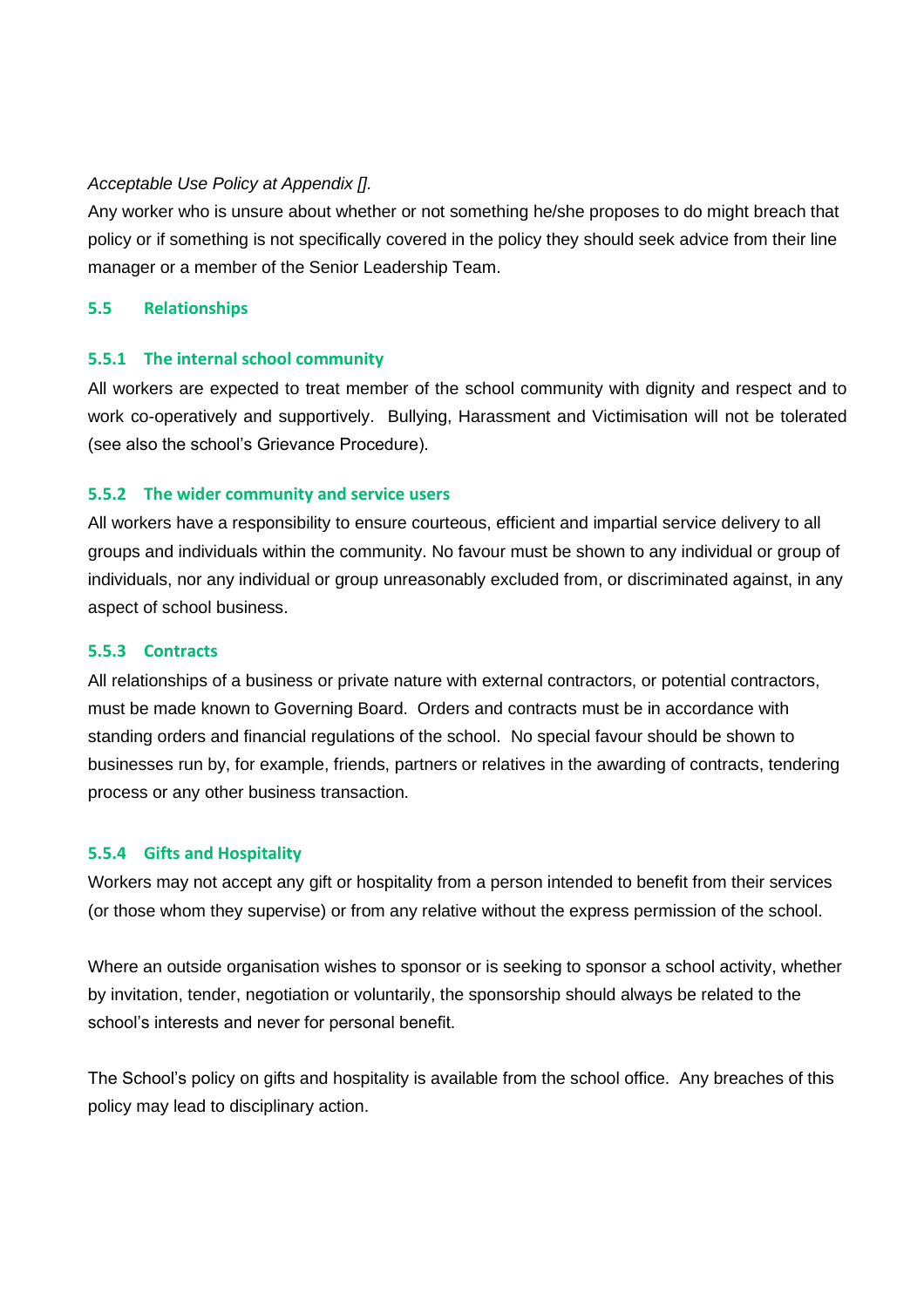*Acceptable Use Policy at Appendix [].*

Any worker who is unsure about whether or not something he/she proposes to do might breach that policy or if something is not specifically covered in the policy they should seek advice from their line manager or a member of the Senior Leadership Team.

### 5.5 Relationships

#### 5.5.1 The internal school community

All workers are expected to treat member of the school community with dignity and respect and to work co-operatively and supportively. Bullying, Harassment and Victimisation will not be tolerated (see also the school's Grievance Procedure).

#### 5.5.2 The wider community and service users

All workers have a responsibility to ensure courteous, efficient and impartial service delivery to all groups and individuals within the community. No favour must be shown to any individual or group of individuals, nor any individual or group unreasonably excluded from, or discriminated against, in any aspect of school business.

#### 5.5.3 Contracts

All relationships of a business or private nature with external contractors, or potential contractors, must be made known to Governing Board. Orders and contracts must be in accordance with standing orders and financial regulations of the school. No special favour should be shown to businesses run by, for example, friends, partners or relatives in the awarding of contracts, tendering process or any other business transaction.

#### 5.5.4 Gifts and Hospitality

Workers may not accept any gift or hospitality from a person intended to benefit from their services (or those whom they supervise) or from any relative without the express permission of the school.

Where an outside organisation wishes to sponsor or is seeking to sponsor a school activity, whether by invitation, tender, negotiation or voluntarily, the sponsorship should always be related to the school's interests and never for personal benefit.

The School's policy on gifts and hospitality is available from the school office. Any breaches of this policy may lead to disciplinary action.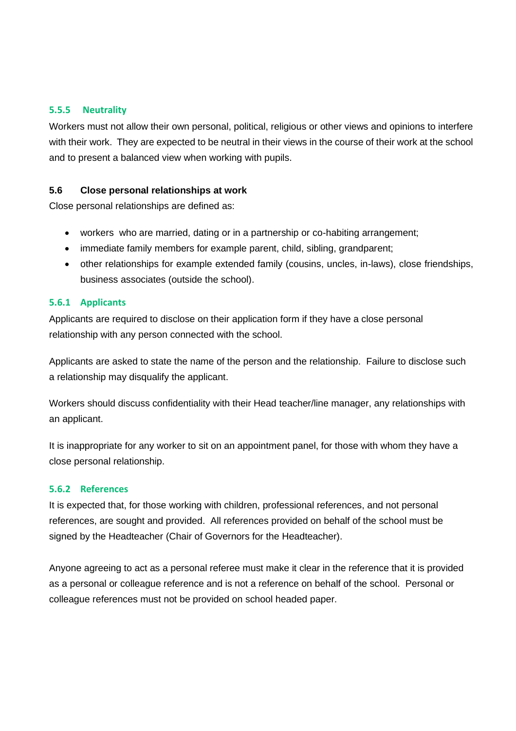### 5.5.5 Neutrality

Workers must not allow their own personal, political, religious or other views and opinions to interfere with their work. They are expected to be neutral in their views in the course of their work at the school and to present a balanced view when working with pupils.

## 5.6 Close personal relationships at work

Close personal relationships are defined as:

- workers who are married, dating or in a partnership or co-habiting arrangement;
- immediate family members for example parent, child, sibling, grandparent;
- other relationships for example extended family (cousins, uncles, in-laws), close friendships, business associates (outside the school).

### 5.6.1 Applicants

Applicants are required to disclose on their application form if they have a close personal relationship with any person connected with the school.

Applicants are asked to state the name of the person and the relationship. Failure to disclose such a relationship may disqualify the applicant.

Workers should discuss confidentiality with their Head teacher/line manager, any relationships with an applicant.

It is inappropriate for any worker to sit on an appointment panel, for those with whom they have a close personal relationship.

### 5.6.2 References

It is expected that, for those working with children, professional references, and not personal references, are sought and provided. All references provided on behalf of the school must be signed by the Headteacher (Chair of Governors for the Headteacher).

Anyone agreeing to act as a personal referee must make it clear in the reference that it is provided as a personal or colleague reference and is not a reference on behalf of the school. Personal or colleague references must not be provided on school headed paper.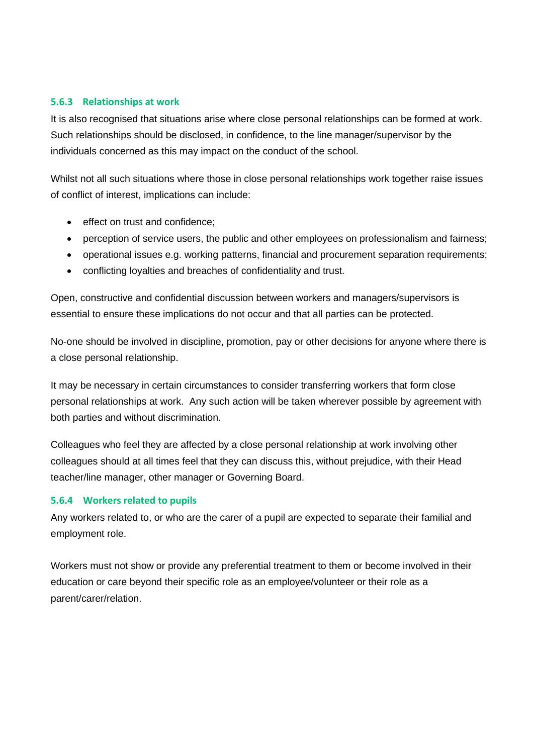#### 5.6.3 Relationships at work

It is also recognised that situations arise where close personal relationships can be formed at work. Such relationships should be disclosed, in confidence, to the line manager/supervisor by the individuals concerned as this may impact on the conduct of the school.

Whilst not all such situations where those in close personal relationships work together raise issues of conflict of interest, implications can include:

- effect on trust and confidence;
- perception of service users, the public and other employees on professionalism and fairness;
- operational issues e.g. working patterns, financial and procurement separation requirements;
- conflicting loyalties and breaches of confidentiality and trust.

Open, constructive and confidential discussion between workers and managers/supervisors is essential to ensure these implications do not occur and that all parties can be protected.

No-one should be involved in discipline, promotion, pay or other decisions for anyone where there is a close personal relationship.

It may be necessary in certain circumstances to consider transferring workers that form close personal relationships at work. Any such action will be taken wherever possible by agreement with both parties and without discrimination.

Colleagues who feel they are affected by a close personal relationship at work involving other colleagues should at all times feel that they can discuss this, without prejudice, with their Head teacher/line manager, other manager or Governing Board.

#### 5.6.4 Workers related to pupils

Any workers related to, or who are the carer of a pupil are expected to separate their familial and employment role.

Workers must not show or provide any preferential treatment to them or become involved in their education or care beyond their specific role as an employee/volunteer or their role as a parent/carer/relation.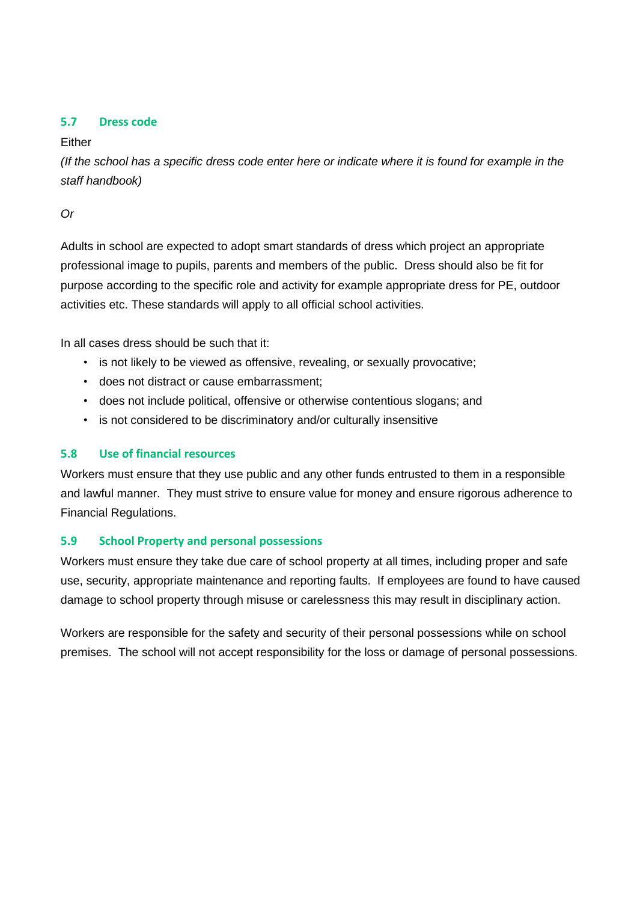### 5.7 Dress code

Either

*(If the school has a specific dress code enter here or indicate where it is found for example in the staff handbook)*

*Or*

Adults in school are expected to adopt smart standards of dress which project an appropriate professional image to pupils, parents and members of the public. Dress should also be fit for purpose according to the specific role and activity for example appropriate dress for PE, outdoor activities etc. These standards will apply to all official school activities.

In all cases dress should be such that it:

- is not likely to be viewed as offensive, revealing, or sexually provocative;
- does not distract or cause embarrassment;
- does not include political, offensive or otherwise contentious slogans; and
- is not considered to be discriminatory and/or culturally insensitive

### 5.8 Use of financial resources

Workers must ensure that they use public and any other funds entrusted to them in a responsible and lawful manner. They must strive to ensure value for money and ensure rigorous adherence to Financial Regulations.

### 5.9 School Property and personal possessions

Workers must ensure they take due care of school property at all times, including proper and safe use, security, appropriate maintenance and reporting faults. If employees are found to have caused damage to school property through misuse or carelessness this may result in disciplinary action.

Workers are responsible for the safety and security of their personal possessions while on school premises. The school will not accept responsibility for the loss or damage of personal possessions.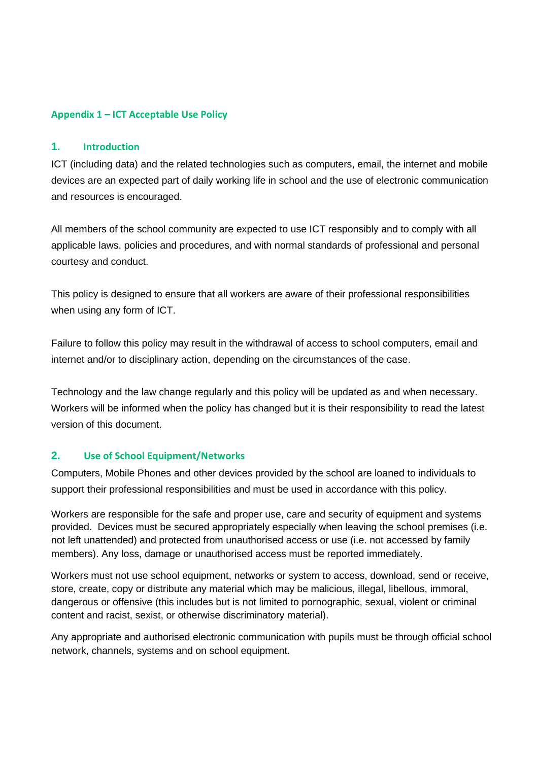## Appendix 1 – ICT Acceptable Use Policy

### 1. Introduction

ICT (including data) and the related technologies such as computers, email, the internet and mobile devices are an expected part of daily working life in school and the use of electronic communication and resources is encouraged.

All members of the school community are expected to use ICT responsibly and to comply with all applicable laws, policies and procedures, and with normal standards of professional and personal courtesy and conduct.

This policy is designed to ensure that all workers are aware of their professional responsibilities when using any form of ICT.

Failure to follow this policy may result in the withdrawal of access to school computers, email and internet and/or to disciplinary action, depending on the circumstances of the case.

Technology and the law change regularly and this policy will be updated as and when necessary. Workers will be informed when the policy has changed but it is their responsibility to read the latest version of this document.

### 2. Use of School Equipment/Networks

Computers, Mobile Phones and other devices provided by the school are loaned to individuals to support their professional responsibilities and must be used in accordance with this policy.

Workers are responsible for the safe and proper use, care and security of equipment and systems provided. Devices must be secured appropriately especially when leaving the school premises (i.e. not left unattended) and protected from unauthorised access or use (i.e. not accessed by family members). Any loss, damage or unauthorised access must be reported immediately.

Workers must not use school equipment, networks or system to access, download, send or receive, store, create, copy or distribute any material which may be malicious, illegal, libellous, immoral, dangerous or offensive (this includes but is not limited to pornographic, sexual, violent or criminal content and racist, sexist, or otherwise discriminatory material).

Any appropriate and authorised electronic communication with pupils must be through official school network, channels, systems and on school equipment.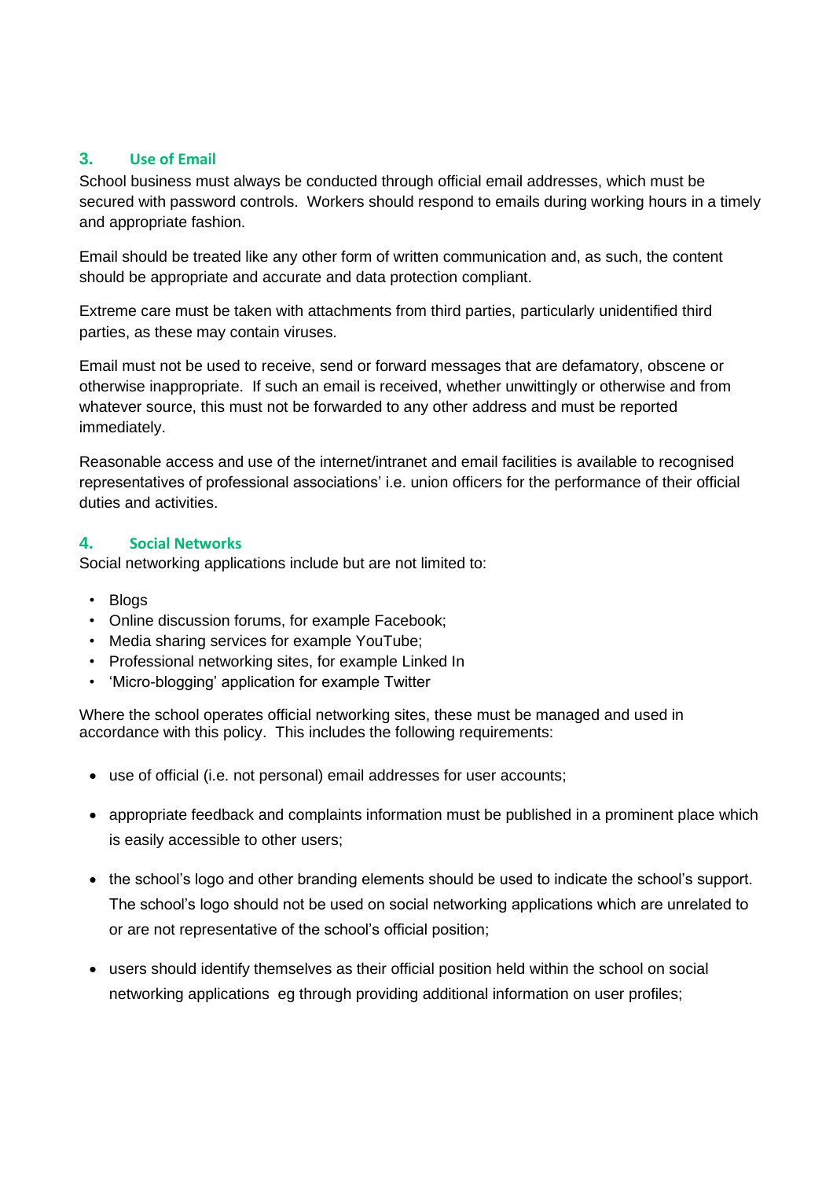## 3. Use of Email

School business must always be conducted through official email addresses, which must be secured with password controls. Workers should respond to emails during working hours in a timely and appropriate fashion.

Email should be treated like any other form of written communication and, as such, the content should be appropriate and accurate and data protection compliant.

Extreme care must be taken with attachments from third parties, particularly unidentified third parties, as these may contain viruses.

Email must not be used to receive, send or forward messages that are defamatory, obscene or otherwise inappropriate. If such an email is received, whether unwittingly or otherwise and from whatever source, this must not be forwarded to any other address and must be reported immediately.

Reasonable access and use of the internet/intranet and email facilities is available to recognised representatives of professional associations' i.e. union officers for the performance of their official duties and activities.

## 4. Social Networks

Social networking applications include but are not limited to:

- Blogs
- Online discussion forums, for example Facebook;
- Media sharing services for example YouTube;
- Professional networking sites, for example Linked In
- 'Micro-blogging' application for example Twitter

Where the school operates official networking sites, these must be managed and used in accordance with this policy. This includes the following requirements:

- use of official (i.e. not personal) email addresses for user accounts;
- appropriate feedback and complaints information must be published in a prominent place which is easily accessible to other users;
- the school's logo and other branding elements should be used to indicate the school's support. The school's logo should not be used on social networking applications which are unrelated to or are not representative of the school's official position;
- users should identify themselves as their official position held within the school on social networking applications eg through providing additional information on user profiles;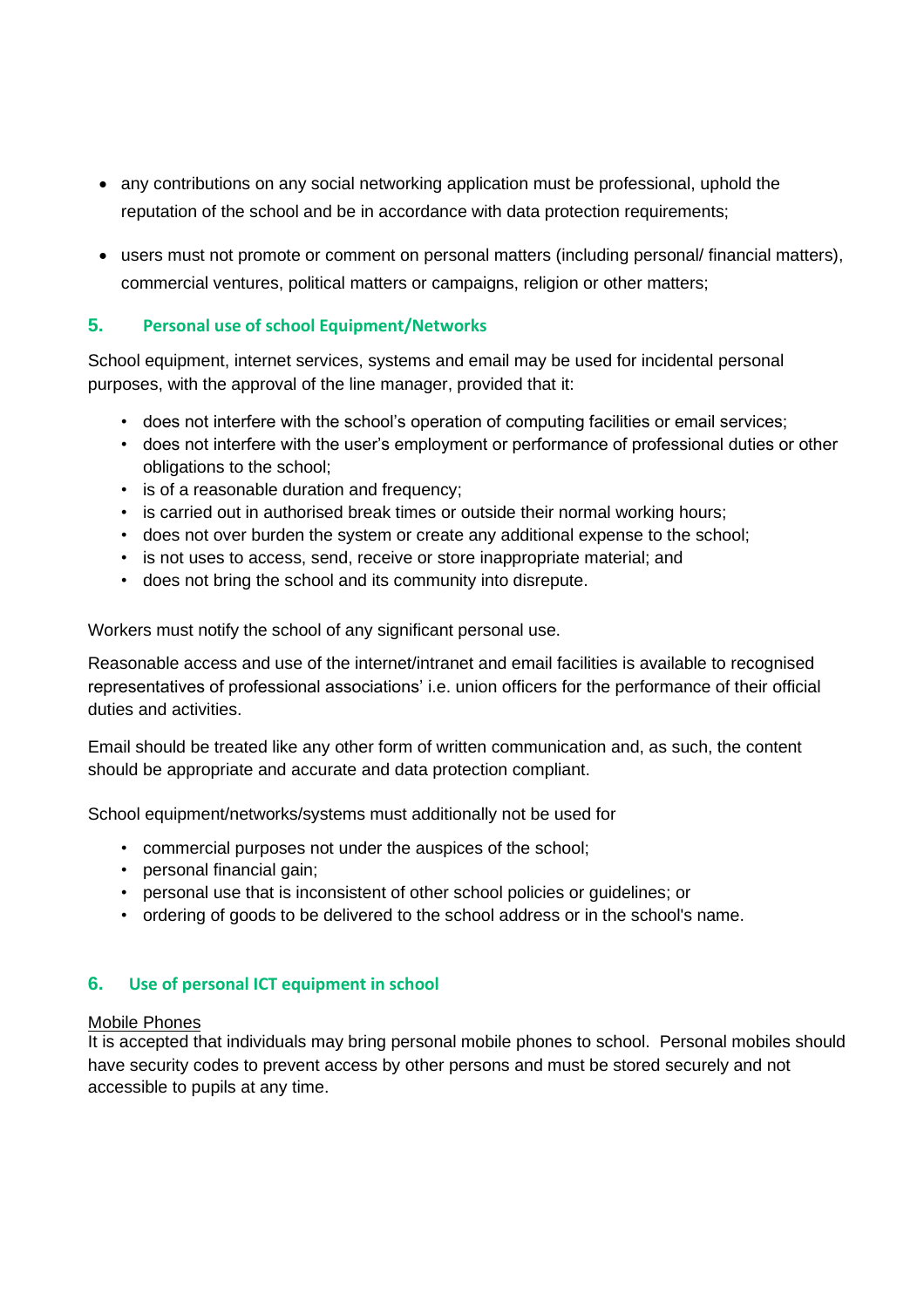- any contributions on any social networking application must be professional, uphold the reputation of the school and be in accordance with data protection requirements;
- users must not promote or comment on personal matters (including personal/ financial matters), commercial ventures, political matters or campaigns, religion or other matters;

## 5. Personal use of school Equipment/Networks

School equipment, internet services, systems and email may be used for incidental personal purposes, with the approval of the line manager, provided that it:

- does not interfere with the school's operation of computing facilities or email services;
- does not interfere with the user's employment or performance of professional duties or other obligations to the school;
- is of a reasonable duration and frequency;
- is carried out in authorised break times or outside their normal working hours;
- does not over burden the system or create any additional expense to the school;
- is not uses to access, send, receive or store inappropriate material; and
- does not bring the school and its community into disrepute.

Workers must notify the school of any significant personal use.

Reasonable access and use of the internet/intranet and email facilities is available to recognised representatives of professional associations' i.e. union officers for the performance of their official duties and activities.

Email should be treated like any other form of written communication and, as such, the content should be appropriate and accurate and data protection compliant.

School equipment/networks/systems must additionally not be used for

- commercial purposes not under the auspices of the school;
- personal financial gain;
- personal use that is inconsistent of other school policies or guidelines; or
- ordering of goods to be delivered to the school address or in the school's name.

## 6. Use of personal ICT equipment in school

Mobile Phones

It is accepted that individuals may bring personal mobile phones to school. Personal mobiles should have security codes to prevent access by other persons and must be stored securely and not accessible to pupils at any time.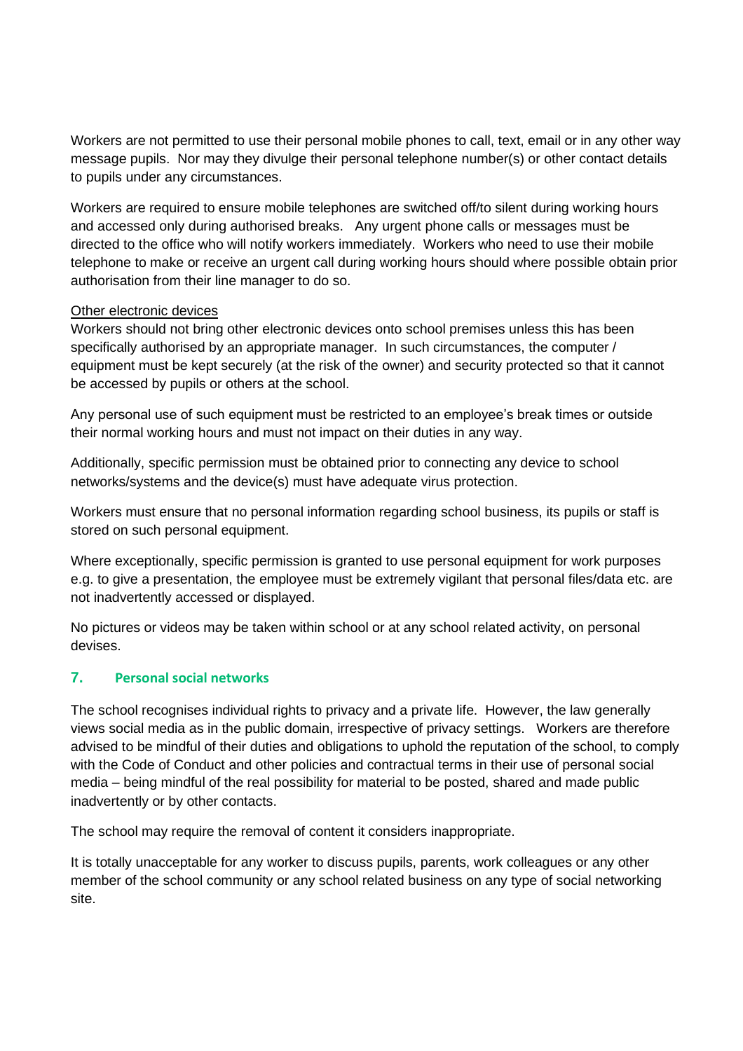Workers are not permitted to use their personal mobile phones to call, text, email or in any other way message pupils. Nor may they divulge their personal telephone number(s) or other contact details to pupils under any circumstances.

Workers are required to ensure mobile telephones are switched off/to silent during working hours and accessed only during authorised breaks. Any urgent phone calls or messages must be directed to the office who will notify workers immediately. Workers who need to use their mobile telephone to make or receive an urgent call during working hours should where possible obtain prior authorisation from their line manager to do so.

<u>Other electronic devices</u>

Workers should not bring other electronic devices onto school premises unless this has been specifically authorised by an appropriate manager. In such circumstances, the computer / equipment must be kept securely (at the risk of the owner) and security protected so that it cannot be accessed by pupils or others at the school.

Any personal use of such equipment must be restricted to an employee's break times or outside their normal working hours and must not impact on their duties in any way.

Additionally, specific permission must be obtained prior to connecting any device to school networks/systems and the device(s) must have adequate virus protection.

Workers must ensure that no personal information regarding school business, its pupils or staff is stored on such personal equipment.

Where exceptionally, specific permission is granted to use personal equipment for work purposes e.g. to give a presentation, the employee must be extremely vigilant that personal files/data etc. are not inadvertently accessed or displayed.

No pictures or videos may be taken within school or at any school related activity, on personal devises.

## 7. Personal social networks

The school recognises individual rights to privacy and a private life. However, the law generally views social media as in the public domain, irrespective of privacy settings. Workers are therefore advised to be mindful of their duties and obligations to uphold the reputation of the school, to comply with the Code of Conduct and other policies and contractual terms in their use of personal social media – being mindful of the real possibility for material to be posted, shared and made public inadvertently or by other contacts.

The school may require the removal of content it considers inappropriate.

It is totally unacceptable for any worker to discuss pupils, parents, work colleagues or any other member of the school community or any school related business on any type of social networking site.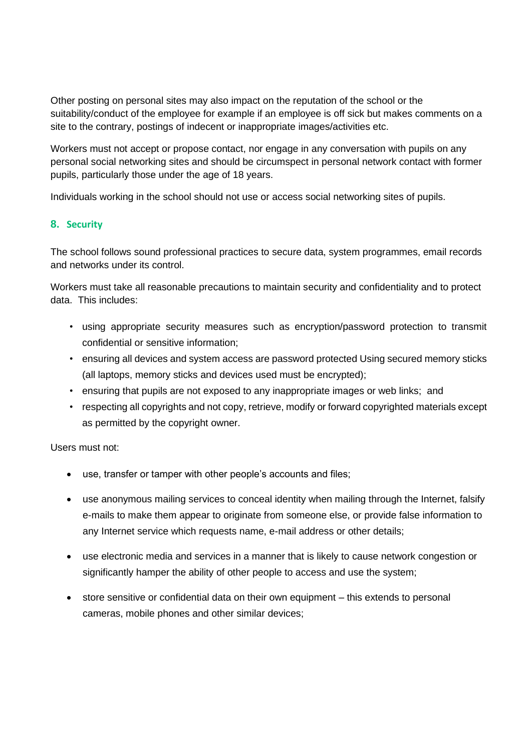Other posting on personal sites may also impact on the reputation of the school or the suitability/conduct of the employee for example if an employee is off sick but makes comments on a site to the contrary, postings of indecent or inappropriate images/activities etc.

Workers must not accept or propose contact, nor engage in any conversation with pupils on any personal social networking sites and should be circumspect in personal network contact with former pupils, particularly those under the age of 18 years.

Individuals working in the school should not use or access social networking sites of pupils.

## 8. Security

The school follows sound professional practices to secure data, system programmes, email records and networks under its control.

Workers must take all reasonable precautions to maintain security and confidentiality and to protect data. This includes:

- using appropriate security measures such as encryption/password protection to transmit confidential or sensitive information;
- ensuring all devices and system access are password protected Using secured memory sticks (all laptops, memory sticks and devices used must be encrypted);
- ensuring that pupils are not exposed to any inappropriate images or web links; and
- respecting all copyrights and not copy, retrieve, modify or forward copyrighted materials except as permitted by the copyright owner.

Users must not:

- use, transfer or tamper with other people's accounts and files;
- use anonymous mailing services to conceal identity when mailing through the Internet, falsify e-mails to make them appear to originate from someone else, or provide false information to any Internet service which requests name, e-mail address or other details;
- use electronic media and services in a manner that is likely to cause network congestion or significantly hamper the ability of other people to access and use the system;
- store sensitive or confidential data on their own equipment – this extends to personal cameras, mobile phones and other similar devices;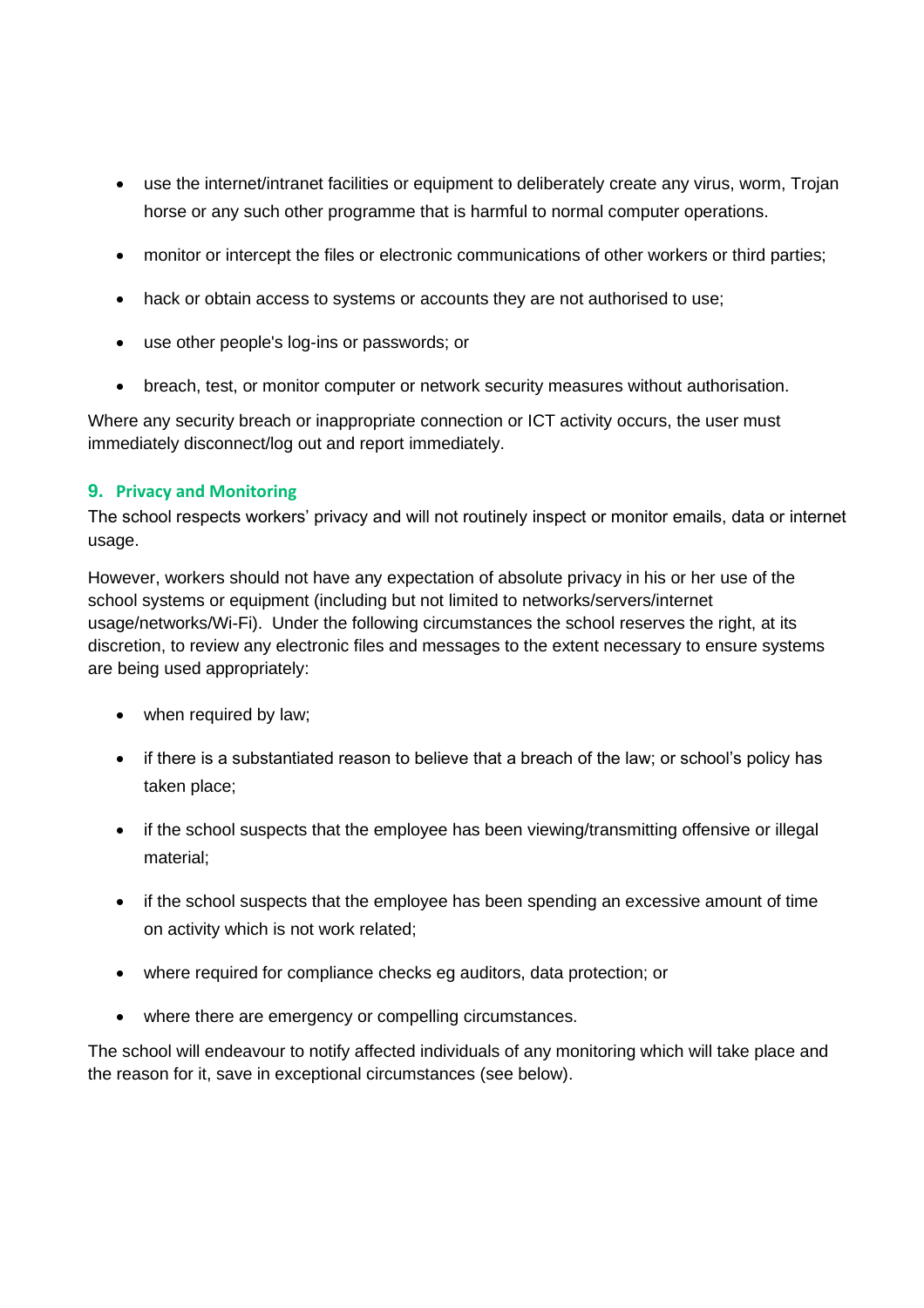- use the internet/intranet facilities or equipment to deliberately create any virus, worm, Trojan horse or any such other programme that is harmful to normal computer operations.
- monitor or intercept the files or electronic communications of other workers or third parties;
- hack or obtain access to systems or accounts they are not authorised to use;
- use other people's log-ins or passwords; or
- breach, test, or monitor computer or network security measures without authorisation.

Where any security breach or inappropriate connection or ICT activity occurs, the user must immediately disconnect/log out and report immediately.

## 9. Privacy and Monitoring

The school respects workers' privacy and will not routinely inspect or monitor emails, data or internet usage.

However, workers should not have any expectation of absolute privacy in his or her use of the school systems or equipment (including but not limited to networks/servers/internet usage/networks/Wi-Fi). Under the following circumstances the school reserves the right, at its discretion, to review any electronic files and messages to the extent necessary to ensure systems are being used appropriately:

- when required by law;
- if there is a substantiated reason to believe that a breach of the law; or school's policy has taken place;
- if the school suspects that the employee has been viewing/transmitting offensive or illegal material;
- if the school suspects that the employee has been spending an excessive amount of time on activity which is not work related;
- where required for compliance checks eg auditors, data protection; or
- where there are emergency or compelling circumstances.

The school will endeavour to notify affected individuals of any monitoring which will take place and the reason for it, save in exceptional circumstances (see below).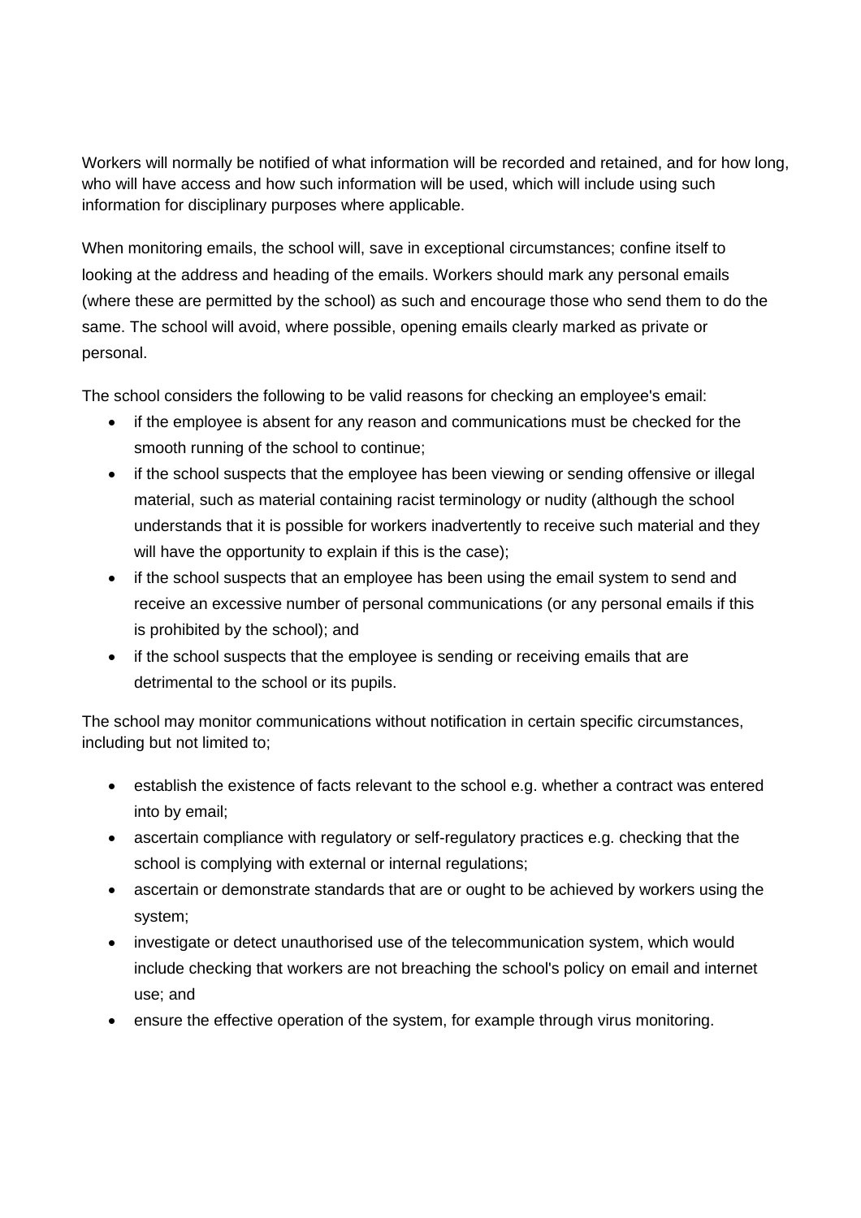Workers will normally be notified of what information will be recorded and retained, and for how long, who will have access and how such information will be used, which will include using such information for disciplinary purposes where applicable.

When monitoring emails, the school will, save in exceptional circumstances; confine itself to looking at the address and heading of the emails. Workers should mark any personal emails (where these are permitted by the school) as such and encourage those who send them to do the same. The school will avoid, where possible, opening emails clearly marked as private or personal.

The school considers the following to be valid reasons for checking an employee's email:

- if the employee is absent for any reason and communications must be checked for the smooth running of the school to continue;
- if the school suspects that the employee has been viewing or sending offensive or illegal material, such as material containing racist terminology or nudity (although the school understands that it is possible for workers inadvertently to receive such material and they will have the opportunity to explain if this is the case);
- if the school suspects that an employee has been using the email system to send and receive an excessive number of personal communications (or any personal emails if this is prohibited by the school); and
- if the school suspects that the employee is sending or receiving emails that are detrimental to the school or its pupils.

The school may monitor communications without notification in certain specific circumstances, including but not limited to;

- establish the existence of facts relevant to the school e.g. whether a contract was entered into by email;
- ascertain compliance with regulatory or self-regulatory practices e.g. checking that the school is complying with external or internal regulations;
- ascertain or demonstrate standards that are or ought to be achieved by workers using the system;
- investigate or detect unauthorised use of the telecommunication system, which would include checking that workers are not breaching the school's policy on email and internet use; and
- ensure the effective operation of the system, for example through virus monitoring.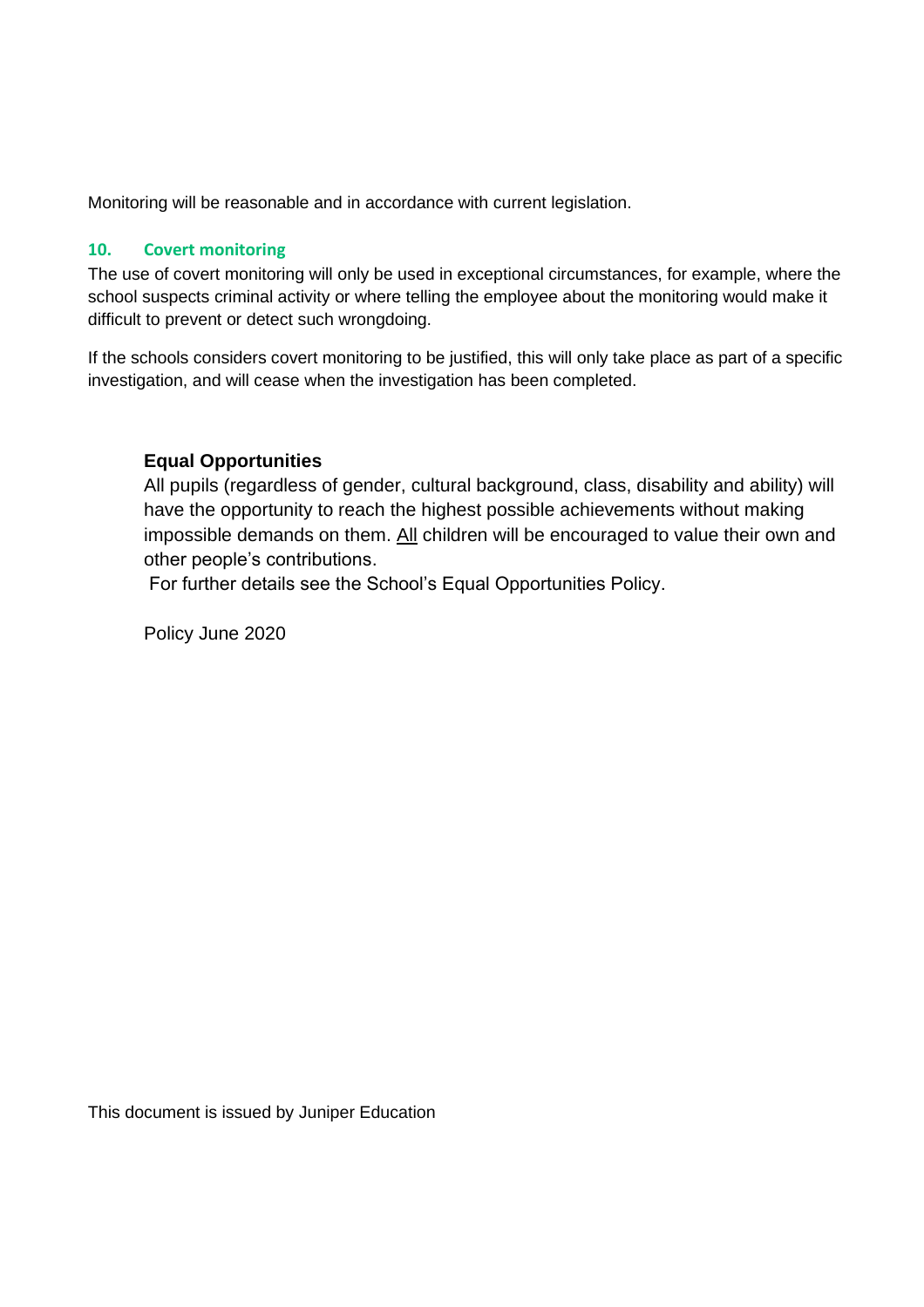Monitoring will be reasonable and in accordance with current legislation.

## 10. Covert monitoring

The use of covert monitoring will only be used in exceptional circumstances, for example, where the school suspects criminal activity or where telling the employee about the monitoring would make it difficult to prevent or detect such wrongdoing.

If the schools considers covert monitoring to be justified, this will only take place as part of a specific investigation, and will cease when the investigation has been completed.

**Equal Opportunities**

All pupils (regardless of gender, cultural background, class, disability and ability) will have the opportunity to reach the highest possible achievements without making impossible demands on them. <u>All</u> children will be encouraged to value their own and other people's contributions.

For further details see the School's Equal Opportunities Policy.

Policy June 2020

This document is issued by Juniper Education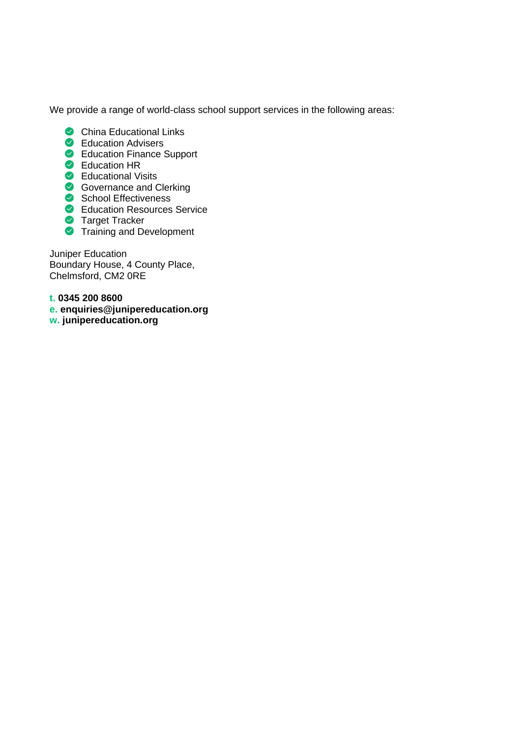We provide a range of world-class school support services in the following areas:

- China Educational Links
- Education Advisers
- Education Finance Support
- Education HR
- Educational Visits
- Governance and Clerking
- School Effectiveness
- Education Resources Service
- Target Tracker
- Training and Development

Juniper Education
Boundary House, 4 County Place,
Chelmsford, CM2 0RE

t. **0345 200 8600**
e. **enquiries@junipereducation.org**
w. **junipereducation.org**